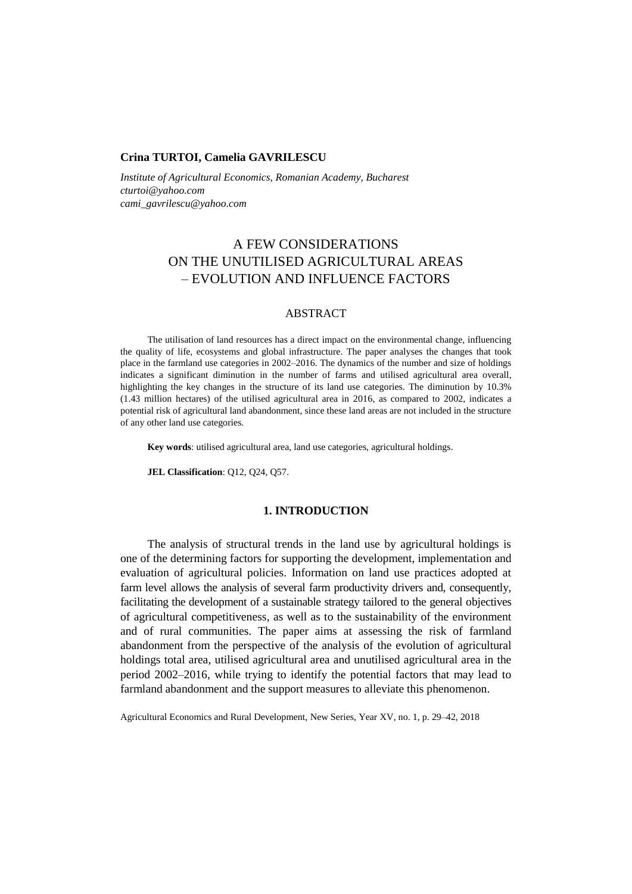**Crina TURTOI, Camelia GAVRILESCU**

*Institute of Agricultural Economics, Romanian Academy, Bucharest*
*cturtoi@yahoo.com*
*cami_gavrilescu@yahoo.com*

# A FEW CONSIDERATIONS ON THE UNUTILISED AGRICULTURAL AREAS – EVOLUTION AND INFLUENCE FACTORS

## ABSTRACT

The utilisation of land resources has a direct impact on the environmental change, influencing the quality of life, ecosystems and global infrastructure. The paper analyses the changes that took place in the farmland use categories in 2002–2016. The dynamics of the number and size of holdings indicates a significant diminution in the number of farms and utilised agricultural area overall, highlighting the key changes in the structure of its land use categories. The diminution by 10.3% (1.43 million hectares) of the utilised agricultural area in 2016, as compared to 2002, indicates a potential risk of agricultural land abandonment, since these land areas are not included in the structure of any other land use categories.

**Key words**: utilised agricultural area, land use categories, agricultural holdings.

**JEL Classification**: Q12, Q24, Q57.

## 1. INTRODUCTION

The analysis of structural trends in the land use by agricultural holdings is one of the determining factors for supporting the development, implementation and evaluation of agricultural policies. Information on land use practices adopted at farm level allows the analysis of several farm productivity drivers and, consequently, facilitating the development of a sustainable strategy tailored to the general objectives of agricultural competitiveness, as well as to the sustainability of the environment and of rural communities. The paper aims at assessing the risk of farmland abandonment from the perspective of the analysis of the evolution of agricultural holdings total area, utilised agricultural area and unutilised agricultural area in the period 2002–2016, while trying to identify the potential factors that may lead to farmland abandonment and the support measures to alleviate this phenomenon.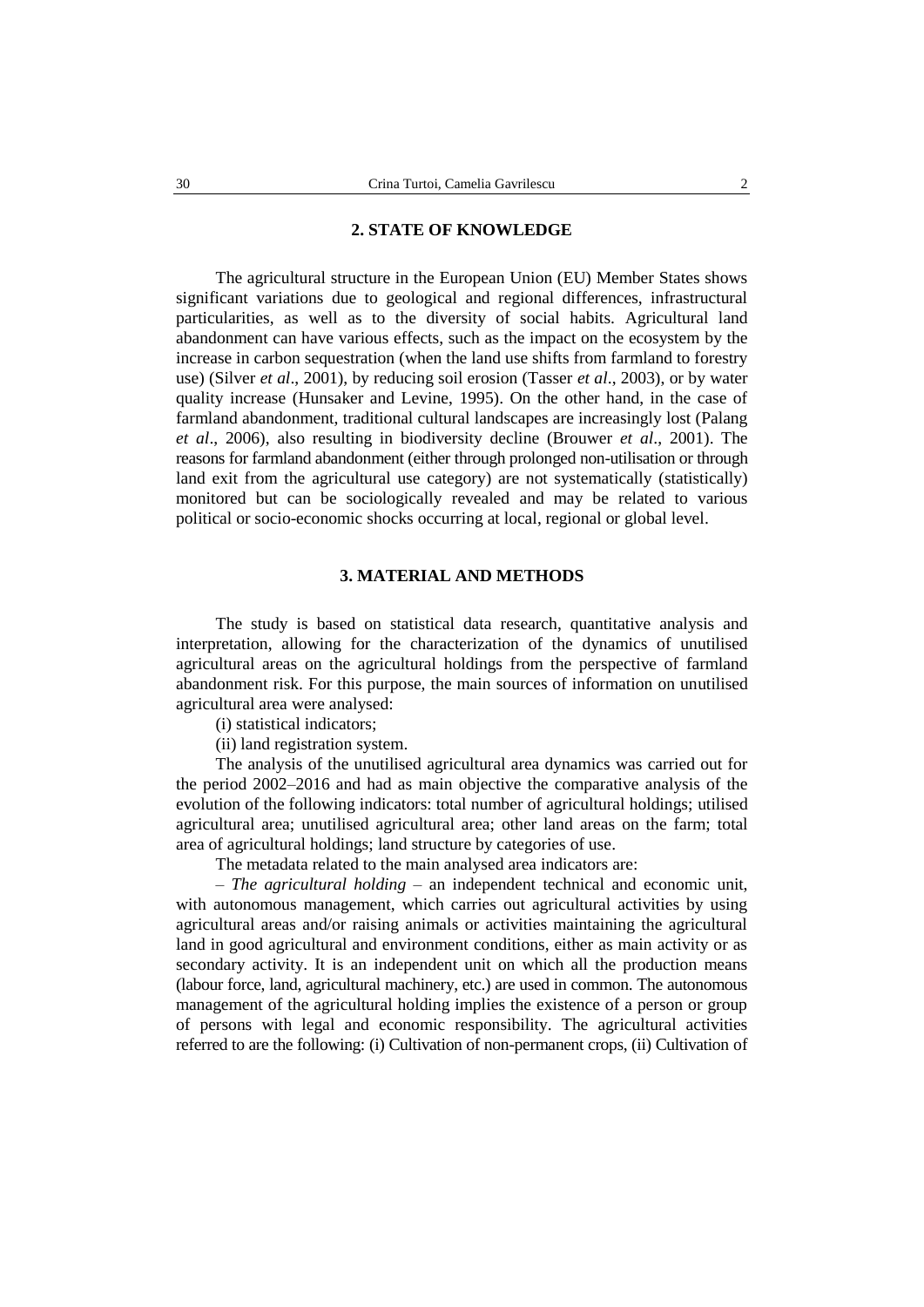## 2. STATE OF KNOWLEDGE

The agricultural structure in the European Union (EU) Member States shows significant variations due to geological and regional differences, infrastructural particularities, as well as to the diversity of social habits. Agricultural land abandonment can have various effects, such as the impact on the ecosystem by the increase in carbon sequestration (when the land use shifts from farmland to forestry use) (Silver *et al*., 2001), by reducing soil erosion (Tasser *et al*., 2003), or by water quality increase (Hunsaker and Levine, 1995). On the other hand, in the case of farmland abandonment, traditional cultural landscapes are increasingly lost (Palang *et al*., 2006), also resulting in biodiversity decline (Brouwer *et al*., 2001). The reasons for farmland abandonment (either through prolonged non-utilisation or through land exit from the agricultural use category) are not systematically (statistically) monitored but can be sociologically revealed and may be related to various political or socio-economic shocks occurring at local, regional or global level.

## 3. MATERIAL AND METHODS

The study is based on statistical data research, quantitative analysis and interpretation, allowing for the characterization of the dynamics of unutilised agricultural areas on the agricultural holdings from the perspective of farmland abandonment risk. For this purpose, the main sources of information on unutilised agricultural area were analysed:

(i) statistical indicators;

(ii) land registration system.

The analysis of the unutilised agricultural area dynamics was carried out for the period 2002–2016 and had as main objective the comparative analysis of the evolution of the following indicators: total number of agricultural holdings; utilised agricultural area; unutilised agricultural area; other land areas on the farm; total area of agricultural holdings; land structure by categories of use.

The metadata related to the main analysed area indicators are:

– *The agricultural holding* – an independent technical and economic unit, with autonomous management, which carries out agricultural activities by using agricultural areas and/or raising animals or activities maintaining the agricultural land in good agricultural and environment conditions, either as main activity or as secondary activity. It is an independent unit on which all the production means (labour force, land, agricultural machinery, etc.) are used in common. The autonomous management of the agricultural holding implies the existence of a person or group of persons with legal and economic responsibility. The agricultural activities referred to are the following: (i) Cultivation of non-permanent crops, (ii) Cultivation of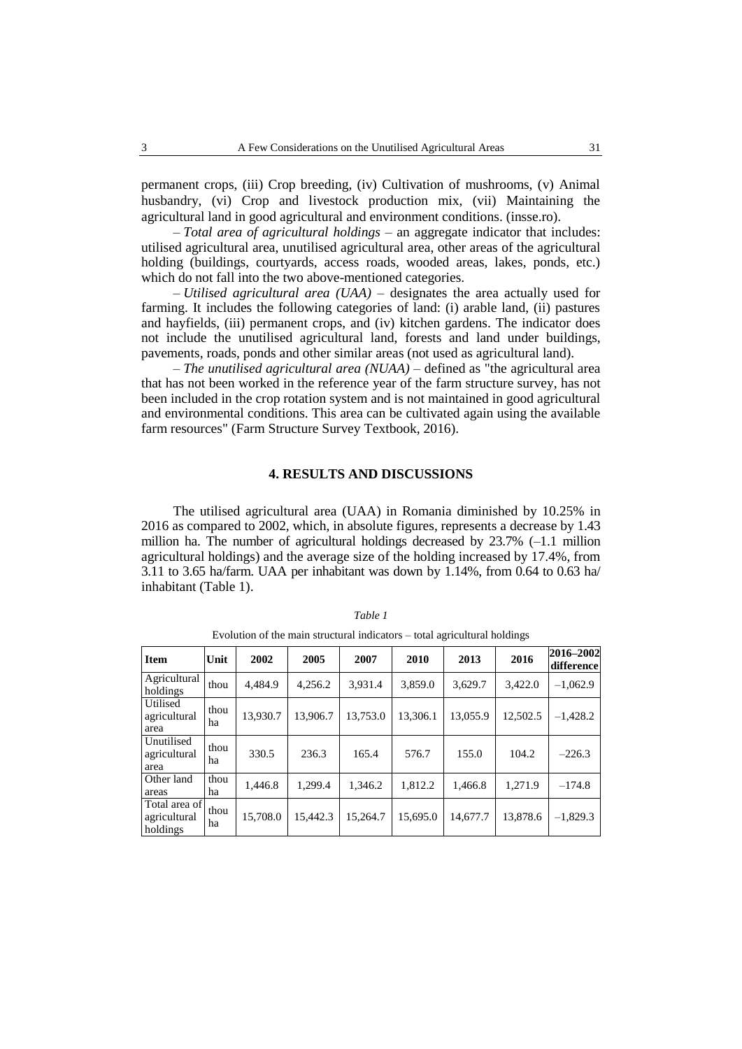permanent crops, (iii) Crop breeding, (iv) Cultivation of mushrooms, (v) Animal husbandry, (vi) Crop and livestock production mix, (vii) Maintaining the agricultural land in good agricultural and environment conditions. (insse.ro).

– *Total area of agricultural holdings* – an aggregate indicator that includes: utilised agricultural area, unutilised agricultural area, other areas of the agricultural holding (buildings, courtyards, access roads, wooded areas, lakes, ponds, etc.) which do not fall into the two above-mentioned categories.

– *Utilised agricultural area (UAA)* – designates the area actually used for farming. It includes the following categories of land: (i) arable land, (ii) pastures and hayfields, (iii) permanent crops, and (iv) kitchen gardens. The indicator does not include the unutilised agricultural land, forests and land under buildings, pavements, roads, ponds and other similar areas (not used as agricultural land).

– *The unutilised agricultural area (NUAA)* – defined as "the agricultural area that has not been worked in the reference year of the farm structure survey, has not been included in the crop rotation system and is not maintained in good agricultural and environmental conditions. This area can be cultivated again using the available farm resources" (Farm Structure Survey Textbook, 2016).

## 4. RESULTS AND DISCUSSIONS

The utilised agricultural area (UAA) in Romania diminished by 10.25% in 2016 as compared to 2002, which, in absolute figures, represents a decrease by 1.43 million ha. The number of agricultural holdings decreased by 23.7% (–1.1 million agricultural holdings) and the average size of the holding increased by 17.4%, from 3.11 to 3.65 ha/farm. UAA per inhabitant was down by 1.14%, from 0.64 to 0.63 ha/ inhabitant (Table 1).

*Table 1*

Evolution of the main structural indicators – total agricultural holdings

| Item | Unit | 2002 | 2005 | 2007 | 2010 | 2013 | 2016 | 2016–2002 difference |
|---|---|---|---|---|---|---|---|---|
| Agricultural holdings | thou | 4,484.9 | 4,256.2 | 3,931.4 | 3,859.0 | 3,629.7 | 3,422.0 | –1,062.9 |
| Utilised agricultural area | thou ha | 13,930.7 | 13,906.7 | 13,753.0 | 13,306.1 | 13,055.9 | 12,502.5 | –1,428.2 |
| Unutilised agricultural area | thou ha | 330.5 | 236.3 | 165.4 | 576.7 | 155.0 | 104.2 | –226.3 |
| Other land areas | thou ha | 1,446.8 | 1,299.4 | 1,346.2 | 1,812.2 | 1,466.8 | 1,271.9 | –174.8 |
| Total area of agricultural holdings | thou ha | 15,708.0 | 15,442.3 | 15,264.7 | 15,695.0 | 14,677.7 | 13,878.6 | –1,829.3 |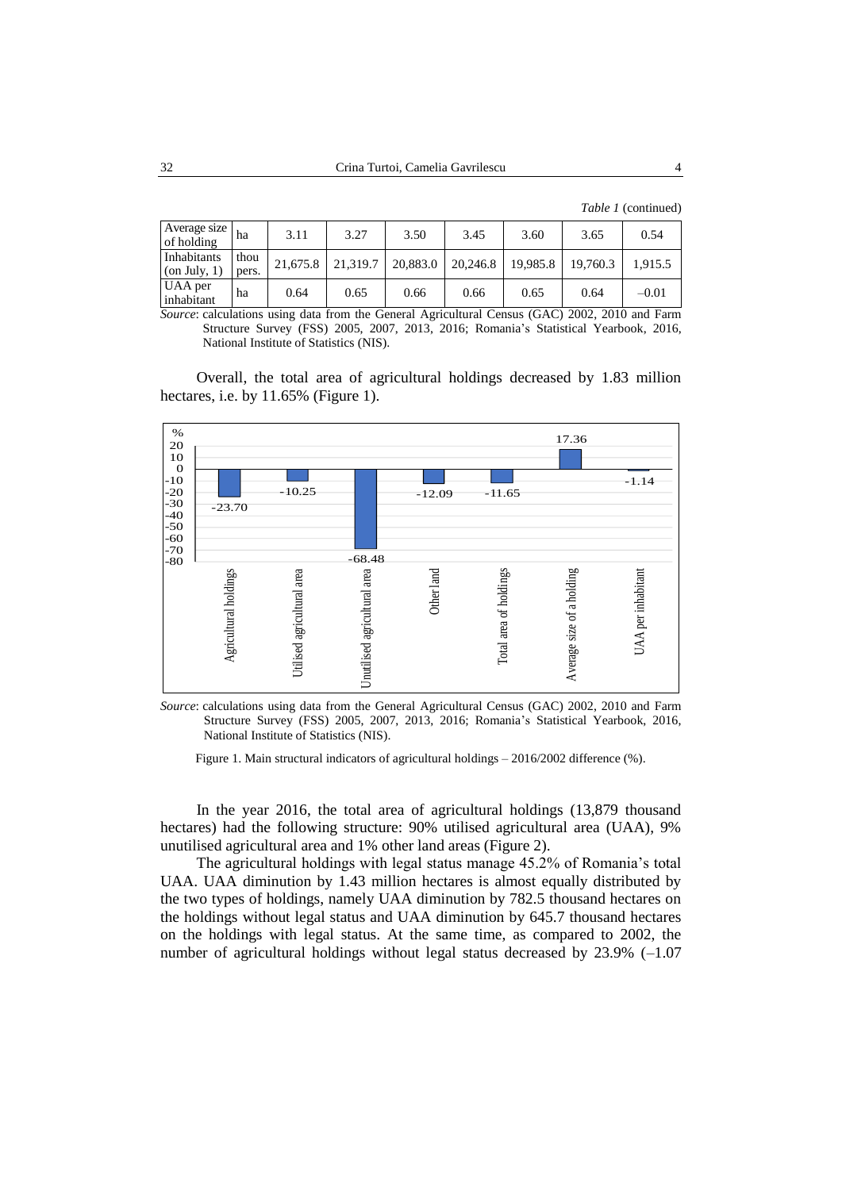*Table 1* (continued)

| | | | | | | | | |
|---|---|---|---|---|---|---|---|---|
| Average size of holding | ha | 3.11 | 3.27 | 3.50 | 3.45 | 3.60 | 3.65 | 0.54 |
| Inhabitants (on July, 1) | thou pers. | 21,675.8 | 21,319.7 | 20,883.0 | 20,246.8 | 19,985.8 | 19,760.3 | 1,915.5 |
| UAA per inhabitant | ha | 0.64 | 0.65 | 0.66 | 0.66 | 0.65 | 0.64 | –0.01 |

*Source*: calculations using data from the General Agricultural Census (GAC) 2002, 2010 and Farm Structure Survey (FSS) 2005, 2007, 2013, 2016; Romania's Statistical Yearbook, 2016, National Institute of Statistics (NIS).

Overall, the total area of agricultural holdings decreased by 1.83 million hectares, i.e. by 11.65% (Figure 1).

| Indicator | % |
|---|---|
| Agricultural holdings | -23.70 |
| Utilised agricultural area | -10.25 |
| Unutilised agricultural area | -68.48 |
| Other land | -12.09 |
| Total area of holdings | -11.65 |
| Average size of a holding | 17.36 |
| UAA per inhabitant | -1.14 |

*Source*: calculations using data from the General Agricultural Census (GAC) 2002, 2010 and Farm Structure Survey (FSS) 2005, 2007, 2013, 2016; Romania's Statistical Yearbook, 2016, National Institute of Statistics (NIS).

Figure 1. Main structural indicators of agricultural holdings – 2016/2002 difference (%).

In the year 2016, the total area of agricultural holdings (13,879 thousand hectares) had the following structure: 90% utilised agricultural area (UAA), 9% unutilised agricultural area and 1% other land areas (Figure 2).

The agricultural holdings with legal status manage 45.2% of Romania's total UAA. UAA diminution by 1.43 million hectares is almost equally distributed by the two types of holdings, namely UAA diminution by 782.5 thousand hectares on the holdings without legal status and UAA diminution by 645.7 thousand hectares on the holdings with legal status. At the same time, as compared to 2002, the number of agricultural holdings without legal status decreased by 23.9% (–1.07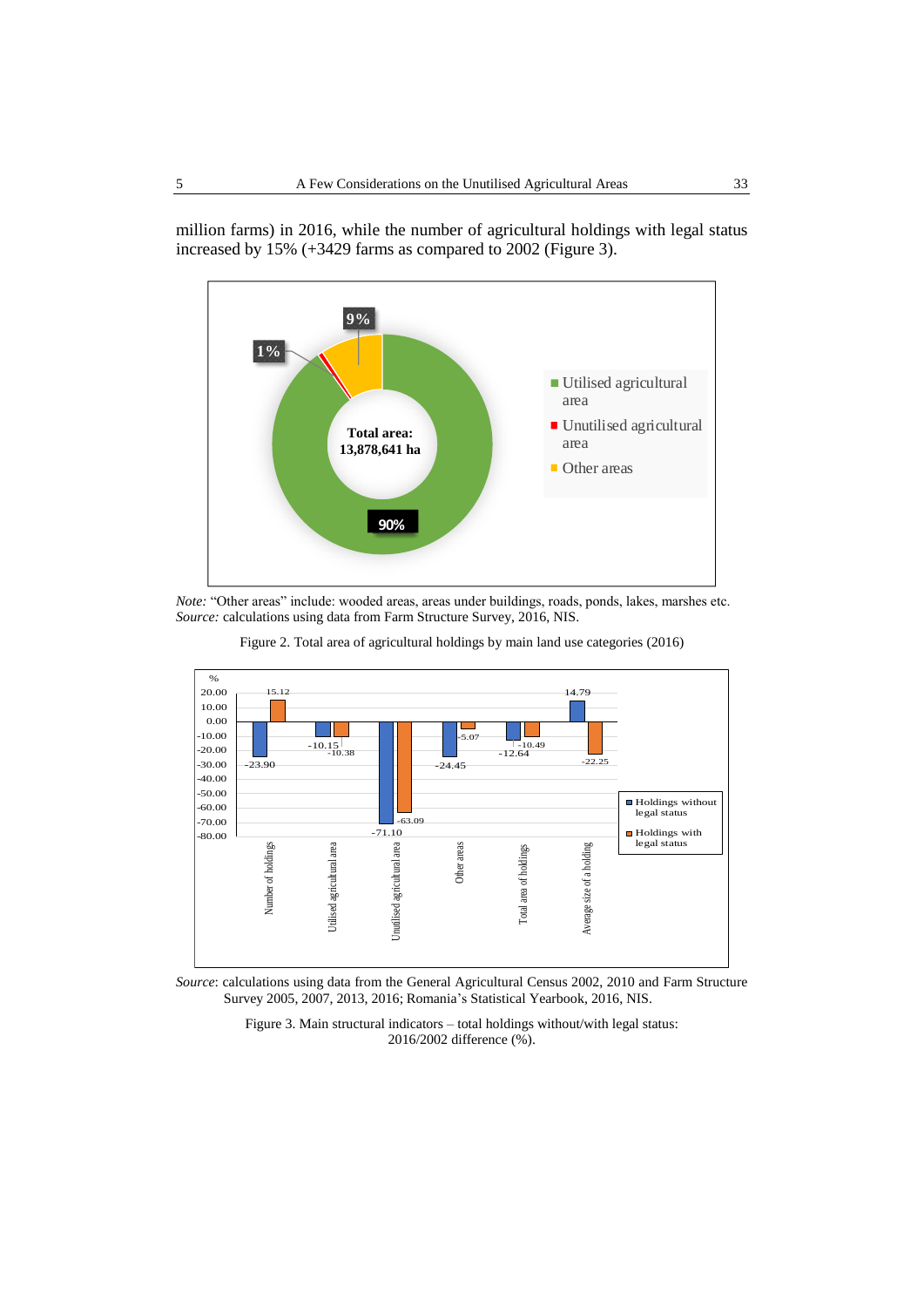million farms) in 2016, while the number of agricultural holdings with legal status increased by 15% (+3429 farms as compared to 2002 (Figure 3).

*Note:* “Other areas” include: wooded areas, areas under buildings, roads, ponds, lakes, marshes etc.
*Source:* calculations using data from Farm Structure Survey, 2016, NIS.

Figure 2. Total area of agricultural holdings by main land use categories (2016)

*Source*: calculations using data from the General Agricultural Census 2002, 2010 and Farm Structure Survey 2005, 2007, 2013, 2016; Romania’s Statistical Yearbook, 2016, NIS.

Figure 3. Main structural indicators – total holdings without/with legal status: 2016/2002 difference (%).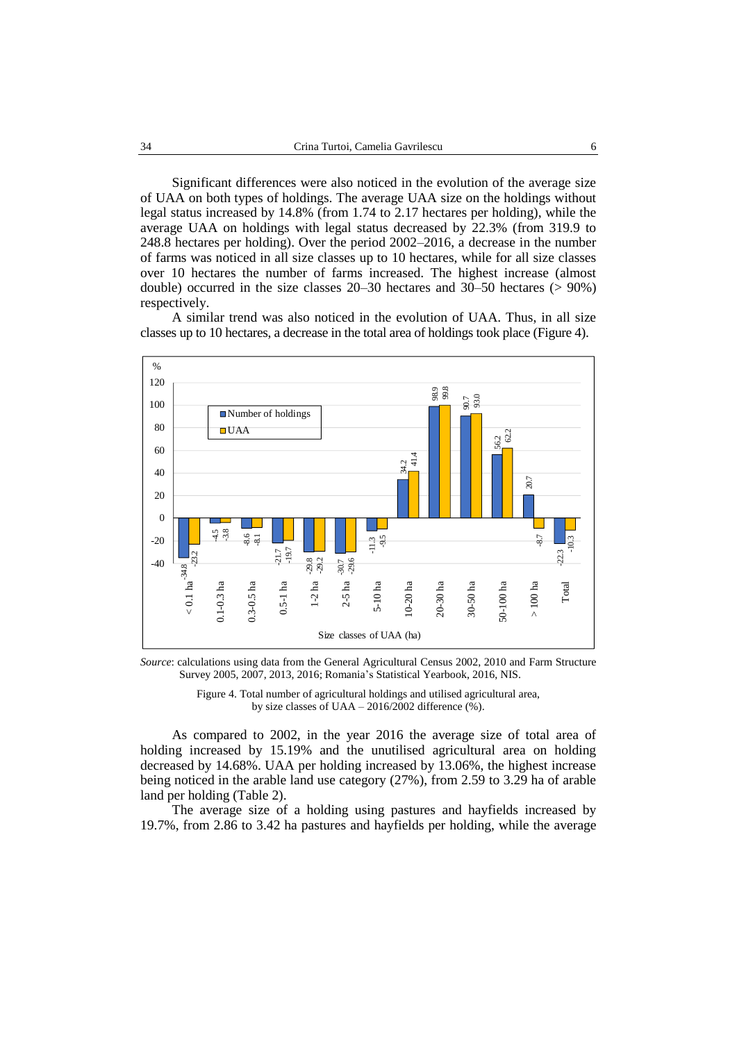Significant differences were also noticed in the evolution of the average size of UAA on both types of holdings. The average UAA size on the holdings without legal status increased by 14.8% (from 1.74 to 2.17 hectares per holding), while the average UAA on holdings with legal status decreased by 22.3% (from 319.9 to 248.8 hectares per holding). Over the period 2002–2016, a decrease in the number of farms was noticed in all size classes up to 10 hectares, while for all size classes over 10 hectares the number of farms increased. The highest increase (almost double) occurred in the size classes 20–30 hectares and 30–50 hectares (> 90%) respectively.

A similar trend was also noticed in the evolution of UAA. Thus, in all size classes up to 10 hectares, a decrease in the total area of holdings took place (Figure 4).

| Size classes of UAA (ha) | Number of holdings (%) | UAA (%) |
|---|---|---|
| < 0.1 ha | -34.8 | -23.2 |
| 0.1-0.3 ha | -4.5 | -3.8 |
| 0.3-0.5 ha | -8.6 | -8.1 |
| 0.5-1 ha | -21.7 | -19.7 |
| 1-2 ha | -29.8 | -29.2 |
| 2-5 ha | -30.7 | -29.6 |
| 5-10 ha | -11.3 | -9.5 |
| 10-20 ha | 34.2 | 41.4 |
| 20-30 ha | 98.9 | 99.8 |
| 30-50 ha | 90.7 | 93.0 |
| 50-100 ha | 56.2 | 62.2 |
| > 100 ha | 20.7 | -8.7 |
| Total | -22.3 | -10.3 |

*Source*: calculations using data from the General Agricultural Census 2002, 2010 and Farm Structure Survey 2005, 2007, 2013, 2016; Romania's Statistical Yearbook, 2016, NIS.

Figure 4. Total number of agricultural holdings and utilised agricultural area, by size classes of UAA – 2016/2002 difference (%).

As compared to 2002, in the year 2016 the average size of total area of holding increased by 15.19% and the unutilised agricultural area on holding decreased by 14.68%. UAA per holding increased by 13.06%, the highest increase being noticed in the arable land use category (27%), from 2.59 to 3.29 ha of arable land per holding (Table 2).

The average size of a holding using pastures and hayfields increased by 19.7%, from 2.86 to 3.42 ha pastures and hayfields per holding, while the average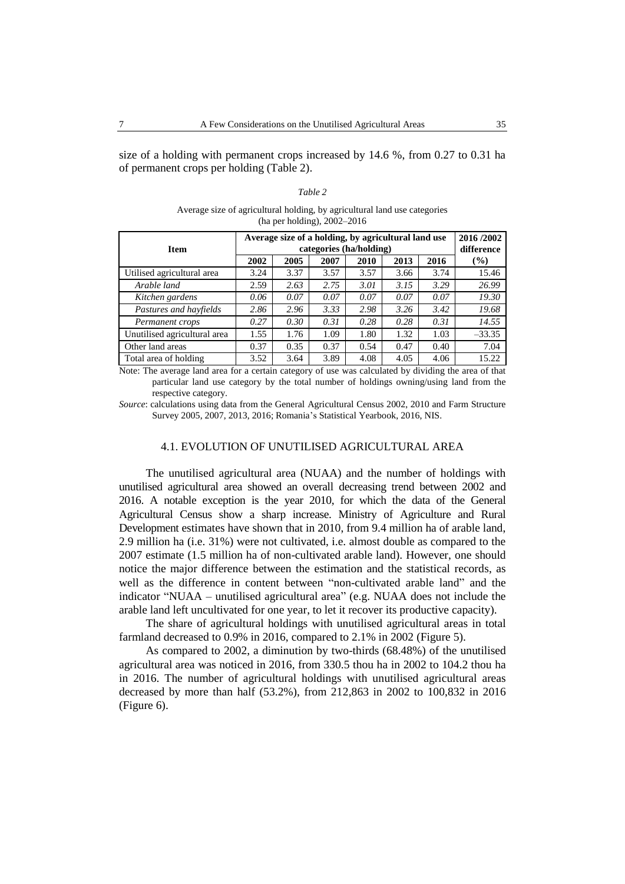size of a holding with permanent crops increased by 14.6 %, from 0.27 to 0.31 ha of permanent crops per holding (Table 2).

*Table 2*

Average size of agricultural holding, by agricultural land use categories (ha per holding), 2002–2016

| Item | Average size of a holding, by agricultural land use categories (ha/holding) | | | | | | 2016 /2002 difference |
|---|---|---|---|---|---|---|---|
| | 2002 | 2005 | 2007 | 2010 | 2013 | 2016 | (%) |
| Utilised agricultural area | 3.24 | 3.37 | 3.57 | 3.57 | 3.66 | 3.74 | 15.46 |
| *Arable land* | 2.59 | *2.63* | *2.75* | *3.01* | *3.15* | *3.29* | *26.99* |
| *Kitchen gardens* | *0.06* | *0.07* | *0.07* | *0.07* | *0.07* | *0.07* | *19.30* |
| *Pastures and hayfields* | *2.86* | *2.96* | *3.33* | *2.98* | *3.26* | *3.42* | *19.68* |
| *Permanent crops* | *0.27* | *0.30* | *0.31* | *0.28* | *0.28* | *0.31* | *14.55* |
| Unutilised agricultural area | 1.55 | 1.76 | 1.09 | 1.80 | 1.32 | 1.03 | –33.35 |
| Other land areas | 0.37 | 0.35 | 0.37 | 0.54 | 0.47 | 0.40 | 7.04 |
| Total area of holding | 3.52 | 3.64 | 3.89 | 4.08 | 4.05 | 4.06 | 15.22 |

Note: The average land area for a certain category of use was calculated by dividing the area of that particular land use category by the total number of holdings owning/using land from the respective category.

*Source*: calculations using data from the General Agricultural Census 2002, 2010 and Farm Structure Survey 2005, 2007, 2013, 2016; Romania's Statistical Yearbook, 2016, NIS.

## 4.1. EVOLUTION OF UNUTILISED AGRICULTURAL AREA

The unutilised agricultural area (NUAA) and the number of holdings with unutilised agricultural area showed an overall decreasing trend between 2002 and 2016. A notable exception is the year 2010, for which the data of the General Agricultural Census show a sharp increase. Ministry of Agriculture and Rural Development estimates have shown that in 2010, from 9.4 million ha of arable land, 2.9 million ha (i.e. 31%) were not cultivated, i.e. almost double as compared to the 2007 estimate (1.5 million ha of non-cultivated arable land). However, one should notice the major difference between the estimation and the statistical records, as well as the difference in content between "non-cultivated arable land" and the indicator "NUAA – unutilised agricultural area" (e.g. NUAA does not include the arable land left uncultivated for one year, to let it recover its productive capacity).

The share of agricultural holdings with unutilised agricultural areas in total farmland decreased to 0.9% in 2016, compared to 2.1% in 2002 (Figure 5).

As compared to 2002, a diminution by two-thirds (68.48%) of the unutilised agricultural area was noticed in 2016, from 330.5 thou ha in 2002 to 104.2 thou ha in 2016. The number of agricultural holdings with unutilised agricultural areas decreased by more than half (53.2%), from 212,863 in 2002 to 100,832 in 2016 (Figure 6).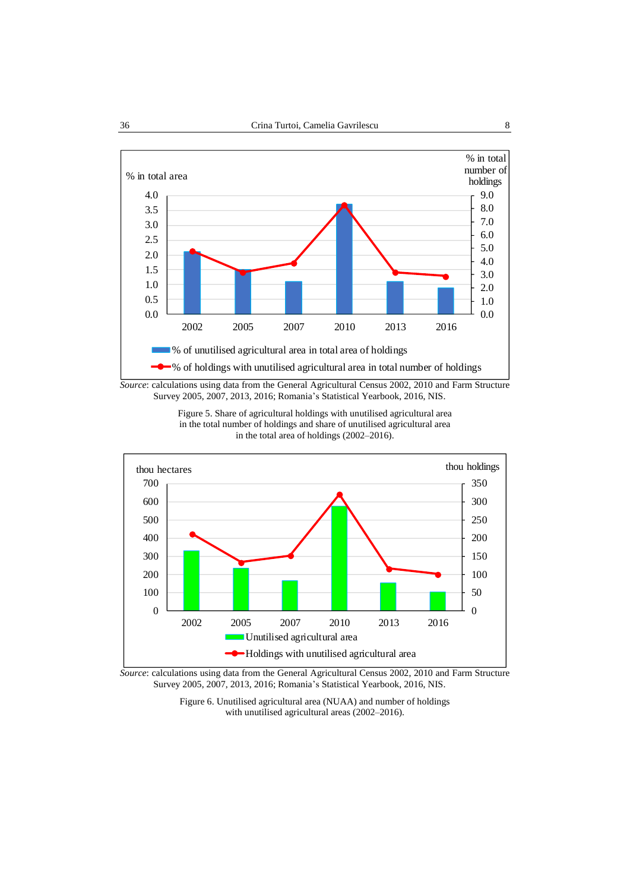Source: calculations using data from the General Agricultural Census 2002, 2010 and Farm Structure Survey 2005, 2007, 2013, 2016; Romania's Statistical Yearbook, 2016, NIS.

Figure 5. Share of agricultural holdings with unutilised agricultural area in the total number of holdings and share of unutilised agricultural area in the total area of holdings (2002–2016).

*Source*: calculations using data from the General Agricultural Census 2002, 2010 and Farm Structure Survey 2005, 2007, 2013, 2016; Romania's Statistical Yearbook, 2016, NIS.

Figure 6. Unutilised agricultural area (NUAA) and number of holdings with unutilised agricultural areas (2002–2016).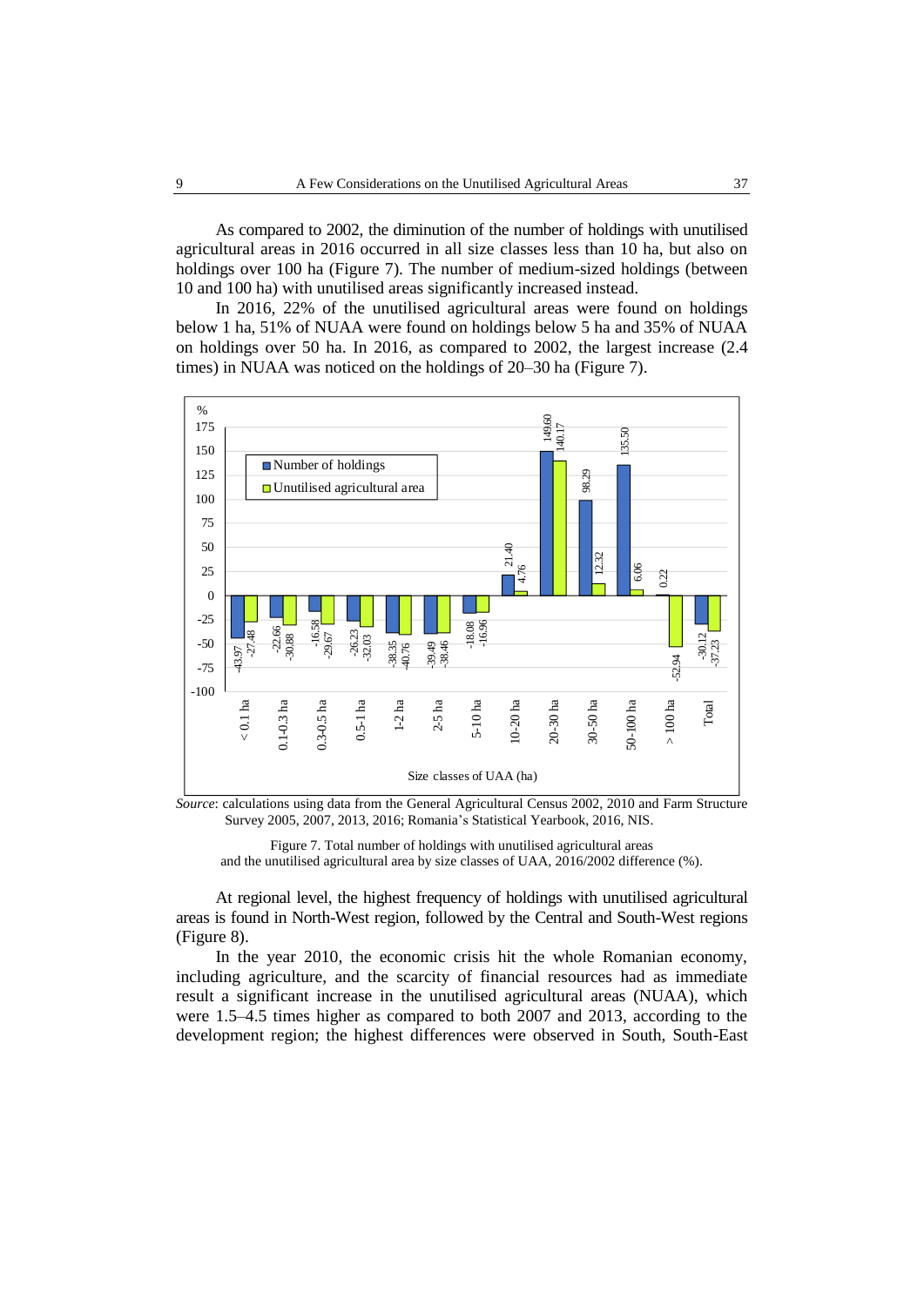As compared to 2002, the diminution of the number of holdings with unutilised agricultural areas in 2016 occurred in all size classes less than 10 ha, but also on holdings over 100 ha (Figure 7). The number of medium-sized holdings (between 10 and 100 ha) with unutilised areas significantly increased instead.

In 2016, 22% of the unutilised agricultural areas were found on holdings below 1 ha, 51% of NUAA were found on holdings below 5 ha and 35% of NUAA on holdings over 50 ha. In 2016, as compared to 2002, the largest increase (2.4 times) in NUAA was noticed on the holdings of 20–30 ha (Figure 7).

*Source*: calculations using data from the General Agricultural Census 2002, 2010 and Farm Structure Survey 2005, 2007, 2013, 2016; Romania's Statistical Yearbook, 2016, NIS.

Figure 7. Total number of holdings with unutilised agricultural areas and the unutilised agricultural area by size classes of UAA, 2016/2002 difference (%).

At regional level, the highest frequency of holdings with unutilised agricultural areas is found in North-West region, followed by the Central and South-West regions (Figure 8).

In the year 2010, the economic crisis hit the whole Romanian economy, including agriculture, and the scarcity of financial resources had as immediate result a significant increase in the unutilised agricultural areas (NUAA), which were 1.5–4.5 times higher as compared to both 2007 and 2013, according to the development region; the highest differences were observed in South, South-East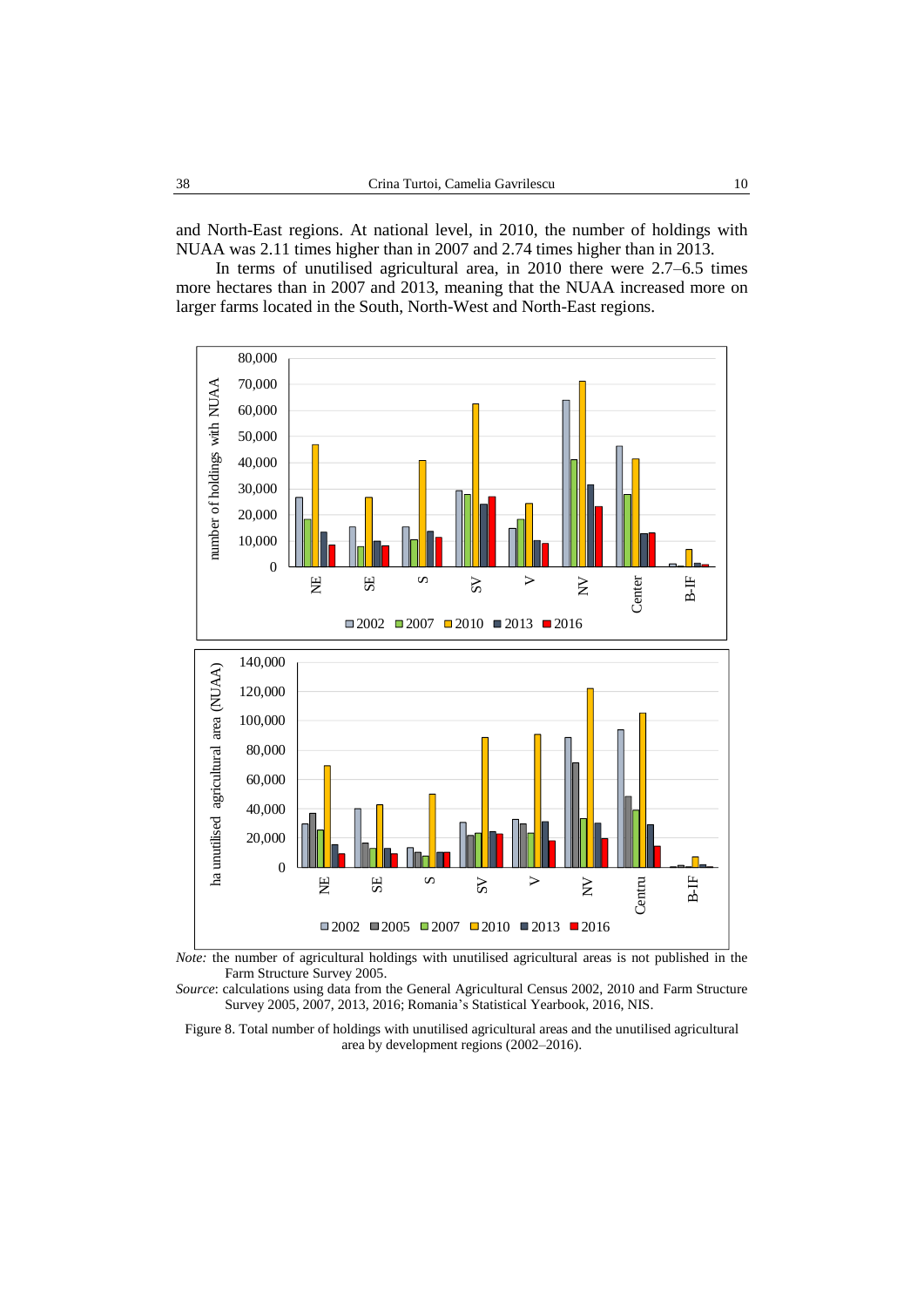and North-East regions. At national level, in 2010, the number of holdings with NUAA was 2.11 times higher than in 2007 and 2.74 times higher than in 2013.

In terms of unutilised agricultural area, in 2010 there were 2.7–6.5 times more hectares than in 2007 and 2013, meaning that the NUAA increased more on larger farms located in the South, North-West and North-East regions.

*Note:* the number of agricultural holdings with unutilised agricultural areas is not published in the Farm Structure Survey 2005.

*Source*: calculations using data from the General Agricultural Census 2002, 2010 and Farm Structure Survey 2005, 2007, 2013, 2016; Romania's Statistical Yearbook, 2016, NIS.

Figure 8. Total number of holdings with unutilised agricultural areas and the unutilised agricultural area by development regions (2002–2016).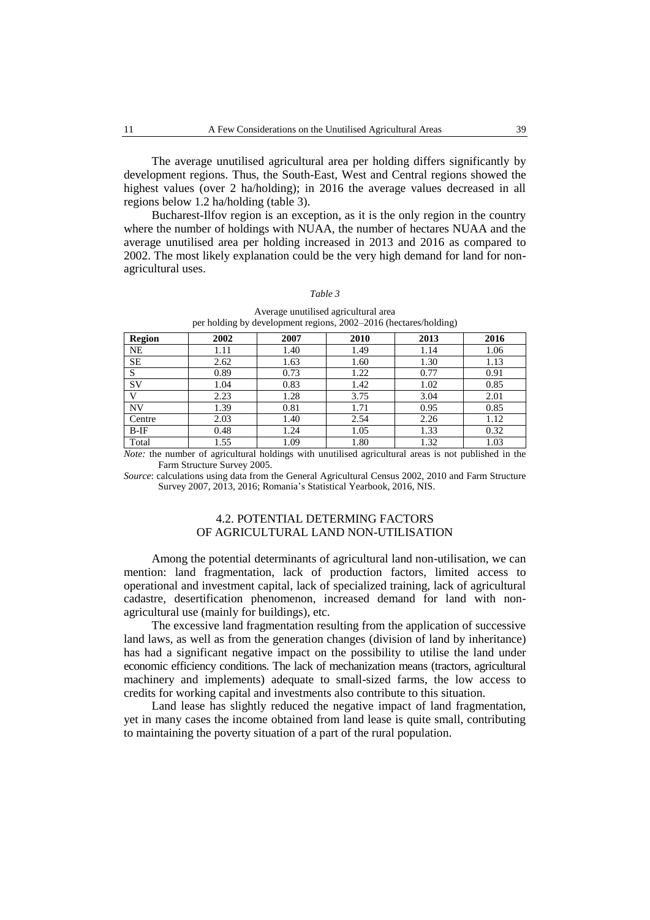The average unutilised agricultural area per holding differs significantly by development regions. Thus, the South-East, West and Central regions showed the highest values (over 2 ha/holding); in 2016 the average values decreased in all regions below 1.2 ha/holding (table 3).

Bucharest-Ilfov region is an exception, as it is the only region in the country where the number of holdings with NUAA, the number of hectares NUAA and the average unutilised area per holding increased in 2013 and 2016 as compared to 2002. The most likely explanation could be the very high demand for land for non-agricultural uses.

*Table 3*

Average unutilised agricultural area per holding by development regions, 2002–2016 (hectares/holding)

| **Region** | **2002** | **2007** | **2010** | **2013** | **2016** |
|---|---|---|---|---|---|
| NE | 1.11 | 1.40 | 1.49 | 1.14 | 1.06 |
| SE | 2.62 | 1.63 | 1.60 | 1.30 | 1.13 |
| S | 0.89 | 0.73 | 1.22 | 0.77 | 0.91 |
| SV | 1.04 | 0.83 | 1.42 | 1.02 | 0.85 |
| V | 2.23 | 1.28 | 3.75 | 3.04 | 2.01 |
| NV | 1.39 | 0.81 | 1.71 | 0.95 | 0.85 |
| Centre | 2.03 | 1.40 | 2.54 | 2.26 | 1.12 |
| B-IF | 0.48 | 1.24 | 1.05 | 1.33 | 0.32 |
| Total | 1.55 | 1.09 | 1.80 | 1.32 | 1.03 |

*Note:* the number of agricultural holdings with unutilised agricultural areas is not published in the Farm Structure Survey 2005.

*Source*: calculations using data from the General Agricultural Census 2002, 2010 and Farm Structure Survey 2007, 2013, 2016; Romania's Statistical Yearbook, 2016, NIS.

### 4.2. POTENTIAL DETERMING FACTORS OF AGRICULTURAL LAND NON-UTILISATION

Among the potential determinants of agricultural land non-utilisation, we can mention: land fragmentation, lack of production factors, limited access to operational and investment capital, lack of specialized training, lack of agricultural cadastre, desertification phenomenon, increased demand for land with non-agricultural use (mainly for buildings), etc.

The excessive land fragmentation resulting from the application of successive land laws, as well as from the generation changes (division of land by inheritance) has had a significant negative impact on the possibility to utilise the land under economic efficiency conditions. The lack of mechanization means (tractors, agricultural machinery and implements) adequate to small-sized farms, the low access to credits for working capital and investments also contribute to this situation.

Land lease has slightly reduced the negative impact of land fragmentation, yet in many cases the income obtained from land lease is quite small, contributing to maintaining the poverty situation of a part of the rural population.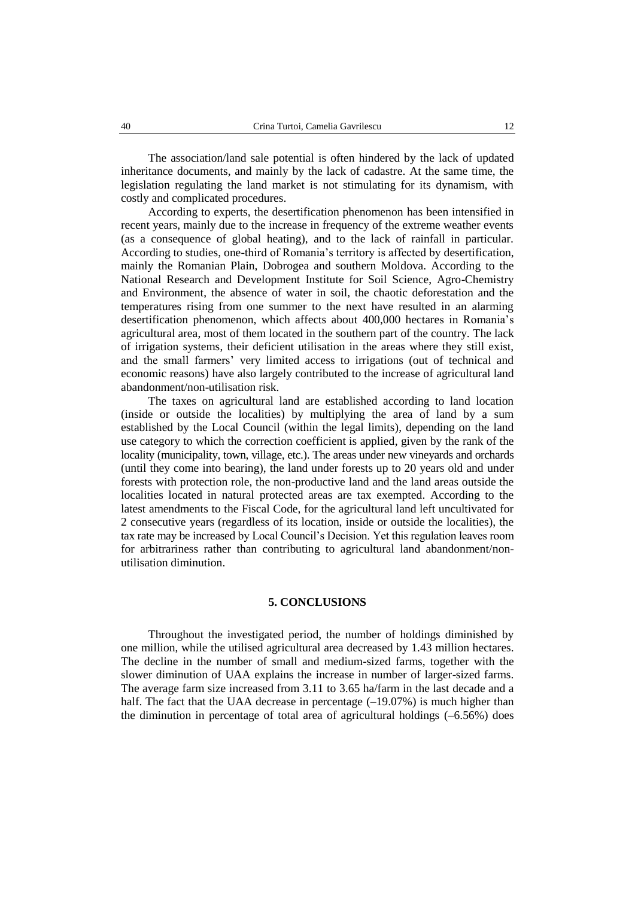The association/land sale potential is often hindered by the lack of updated inheritance documents, and mainly by the lack of cadastre. At the same time, the legislation regulating the land market is not stimulating for its dynamism, with costly and complicated procedures.

According to experts, the desertification phenomenon has been intensified in recent years, mainly due to the increase in frequency of the extreme weather events (as a consequence of global heating), and to the lack of rainfall in particular. According to studies, one-third of Romania's territory is affected by desertification, mainly the Romanian Plain, Dobrogea and southern Moldova. According to the National Research and Development Institute for Soil Science, Agro-Chemistry and Environment, the absence of water in soil, the chaotic deforestation and the temperatures rising from one summer to the next have resulted in an alarming desertification phenomenon, which affects about 400,000 hectares in Romania's agricultural area, most of them located in the southern part of the country. The lack of irrigation systems, their deficient utilisation in the areas where they still exist, and the small farmers' very limited access to irrigations (out of technical and economic reasons) have also largely contributed to the increase of agricultural land abandonment/non-utilisation risk.

The taxes on agricultural land are established according to land location (inside or outside the localities) by multiplying the area of land by a sum established by the Local Council (within the legal limits), depending on the land use category to which the correction coefficient is applied, given by the rank of the locality (municipality, town, village, etc.). The areas under new vineyards and orchards (until they come into bearing), the land under forests up to 20 years old and under forests with protection role, the non-productive land and the land areas outside the localities located in natural protected areas are tax exempted. According to the latest amendments to the Fiscal Code, for the agricultural land left uncultivated for 2 consecutive years (regardless of its location, inside or outside the localities), the tax rate may be increased by Local Council's Decision. Yet this regulation leaves room for arbitrariness rather than contributing to agricultural land abandonment/non-utilisation diminution.

## 5. CONCLUSIONS

Throughout the investigated period, the number of holdings diminished by one million, while the utilised agricultural area decreased by 1.43 million hectares. The decline in the number of small and medium-sized farms, together with the slower diminution of UAA explains the increase in number of larger-sized farms. The average farm size increased from 3.11 to 3.65 ha/farm in the last decade and a half. The fact that the UAA decrease in percentage (–19.07%) is much higher than the diminution in percentage of total area of agricultural holdings (–6.56%) does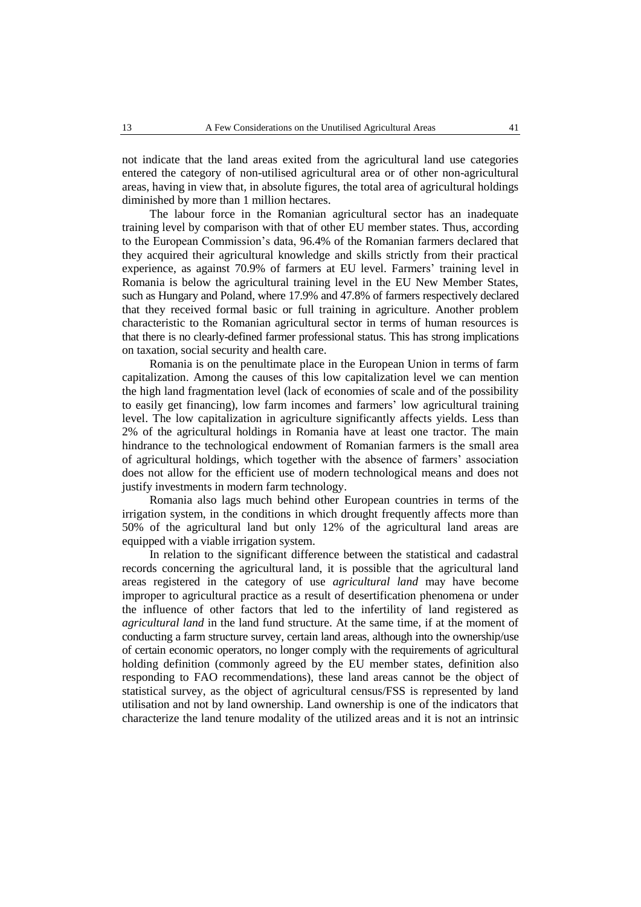not indicate that the land areas exited from the agricultural land use categories entered the category of non-utilised agricultural area or of other non-agricultural areas, having in view that, in absolute figures, the total area of agricultural holdings diminished by more than 1 million hectares.

The labour force in the Romanian agricultural sector has an inadequate training level by comparison with that of other EU member states. Thus, according to the European Commission's data, 96.4% of the Romanian farmers declared that they acquired their agricultural knowledge and skills strictly from their practical experience, as against 70.9% of farmers at EU level. Farmers' training level in Romania is below the agricultural training level in the EU New Member States, such as Hungary and Poland, where 17.9% and 47.8% of farmers respectively declared that they received formal basic or full training in agriculture. Another problem characteristic to the Romanian agricultural sector in terms of human resources is that there is no clearly-defined farmer professional status. This has strong implications on taxation, social security and health care.

Romania is on the penultimate place in the European Union in terms of farm capitalization. Among the causes of this low capitalization level we can mention the high land fragmentation level (lack of economies of scale and of the possibility to easily get financing), low farm incomes and farmers' low agricultural training level. The low capitalization in agriculture significantly affects yields. Less than 2% of the agricultural holdings in Romania have at least one tractor. The main hindrance to the technological endowment of Romanian farmers is the small area of agricultural holdings, which together with the absence of farmers' association does not allow for the efficient use of modern technological means and does not justify investments in modern farm technology.

Romania also lags much behind other European countries in terms of the irrigation system, in the conditions in which drought frequently affects more than 50% of the agricultural land but only 12% of the agricultural land areas are equipped with a viable irrigation system.

In relation to the significant difference between the statistical and cadastral records concerning the agricultural land, it is possible that the agricultural land areas registered in the category of use *agricultural land* may have become improper to agricultural practice as a result of desertification phenomena or under the influence of other factors that led to the infertility of land registered as *agricultural land* in the land fund structure. At the same time, if at the moment of conducting a farm structure survey, certain land areas, although into the ownership/use of certain economic operators, no longer comply with the requirements of agricultural holding definition (commonly agreed by the EU member states, definition also responding to FAO recommendations), these land areas cannot be the object of statistical survey, as the object of agricultural census/FSS is represented by land utilisation and not by land ownership. Land ownership is one of the indicators that characterize the land tenure modality of the utilized areas and it is not an intrinsic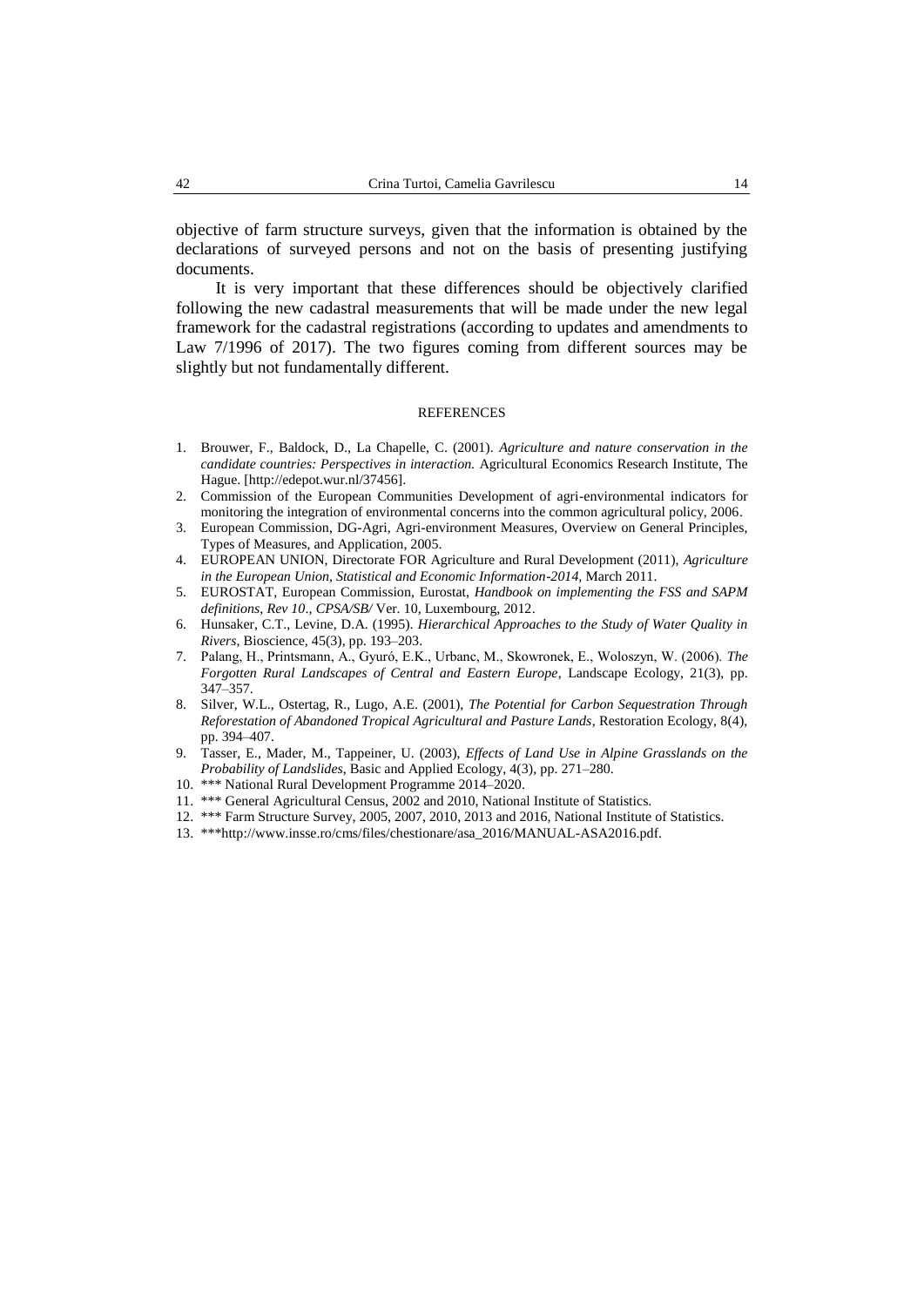objective of farm structure surveys, given that the information is obtained by the declarations of surveyed persons and not on the basis of presenting justifying documents.

It is very important that these differences should be objectively clarified following the new cadastral measurements that will be made under the new legal framework for the cadastral registrations (according to updates and amendments to Law 7/1996 of 2017). The two figures coming from different sources may be slightly but not fundamentally different.

## REFERENCES

1. Brouwer, F., Baldock, D., La Chapelle, C. (2001). *Agriculture and nature conservation in the candidate countries: Perspectives in interaction.* Agricultural Economics Research Institute, The Hague. [http://edepot.wur.nl/37456].
2. Commission of the European Communities Development of agri-environmental indicators for monitoring the integration of environmental concerns into the common agricultural policy, 2006.
3. European Commission, DG-Agri, Agri-environment Measures, Overview on General Principles, Types of Measures, and Application, 2005.
4. EUROPEAN UNION, Directorate FOR Agriculture and Rural Development (2011), *Agriculture in the European Union, Statistical and Economic Information-2014*, March 2011.
5. EUROSTAT, European Commission, Eurostat, *Handbook on implementing the FSS and SAPM definitions, Rev 10., CPSA/SB/* Ver. 10, Luxembourg, 2012.
6. Hunsaker, C.T., Levine, D.A. (1995). *Hierarchical Approaches to the Study of Water Quality in Rivers*, Bioscience, 45(3), pp. 193–203.
7. Palang, H., Printsmann, A., Gyuró, E.K., Urbanc, M., Skowronek, E., Woloszyn, W. (2006). *The Forgotten Rural Landscapes of Central and Eastern Europe*, Landscape Ecology, 21(3), pp. 347–357.
8. Silver, W.L., Ostertag, R., Lugo, A.E. (2001), *The Potential for Carbon Sequestration Through Reforestation of Abandoned Tropical Agricultural and Pasture Lands*, Restoration Ecology, 8(4), pp. 394–407.
9. Tasser, E., Mader, M., Tappeiner, U. (2003), *Effects of Land Use in Alpine Grasslands on the Probability of Landslides*, Basic and Applied Ecology, 4(3), pp. 271–280.
10. *** National Rural Development Programme 2014–2020.
11. *** General Agricultural Census, 2002 and 2010, National Institute of Statistics.
12. *** Farm Structure Survey, 2005, 2007, 2010, 2013 and 2016, National Institute of Statistics.
13. ***http://www.insse.ro/cms/files/chestionare/asa_2016/MANUAL-ASA2016.pdf.